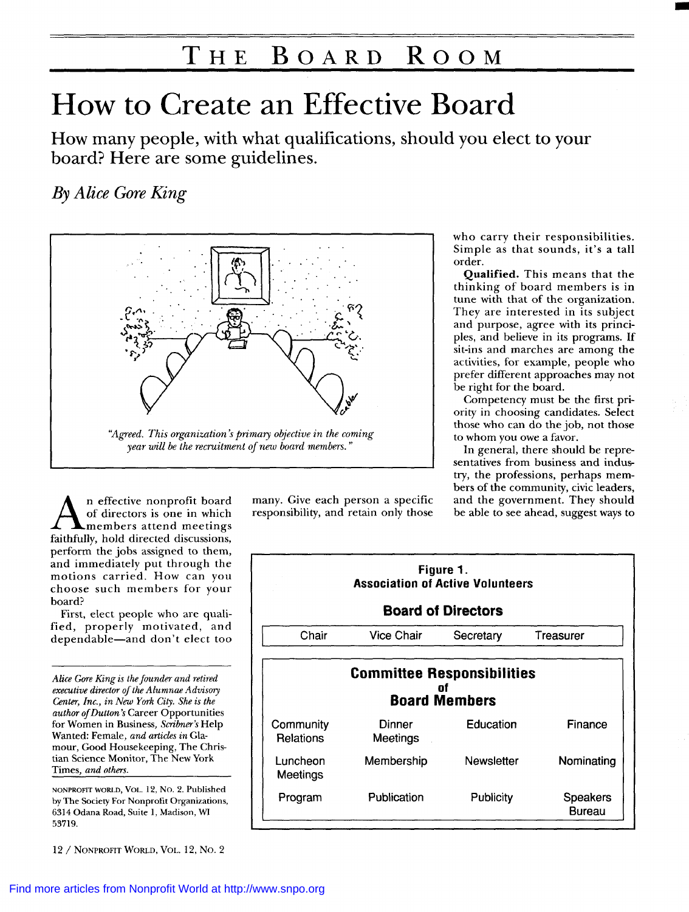# How to Create an Effective Board

## How many people, with what qualifications, should you elect to your board? Here are some guidelines.

*By Alice Gore King*

*"Agreed. This organization's primary objective in the coming year will be the recruitment of new board members."*

An effective nonprofit board of directors is one in which members attend meetings faithfully, hold directed discussions, perform the jobs assigned to them, and immediately put through the motions carried. How can you choose such members for your board?

First, elect people who are qualified, properly motivated, and dependable—and don't elect too many. Give each person a specific responsibility, and retain only those who carry their responsibilities. Simple as that sounds, it's a tall order.

**Qualified.** This means that the thinking of board members is in tune with that of the organization. They are interested in its subject and purpose, agree with its principles, and believe in its programs. If sit-ins and marches are among the activities, for example, people who prefer different approaches may not be right for the board.

Competency must be the first priority in choosing candidates. Select those who can do the job, not those to whom you owe a favor.

In general, there should be representatives from business and industry, the professions, perhaps members of the community, civic leaders, and the government. They should be able to see ahead, suggest ways to

**Figure 1.**
**Association of Active Volunteers**

**Board of Directors**

| Chair | Vice Chair | Secretary | Treasurer |
|---|---|---|---|

**Committee Responsibilities of Board Members**

| | | | |
|---|---|---|---|
| Community Relations | Dinner Meetings | Education | Finance |
| Luncheon Meetings | Membership | Newsletter | Nominating |
| Program | Publication | Publicity | Speakers Bureau |

*Alice Gore King is the founder and retired executive director of the Alumnae Advisory Center, Inc., in New York City. She is the author of Dutton's* Career Opportunities for Women in Business, *Scribner's* Help Wanted: Female, *and articles in* Glamour, Good Housekeeping, The Christian Science Monitor, The New York Times, *and others.*

NONPROFIT WORLD, VOL. 12, NO. 2. Published by The Society For Nonprofit Organizations, 6314 Odana Road, Suite 1, Madison, WI 53719.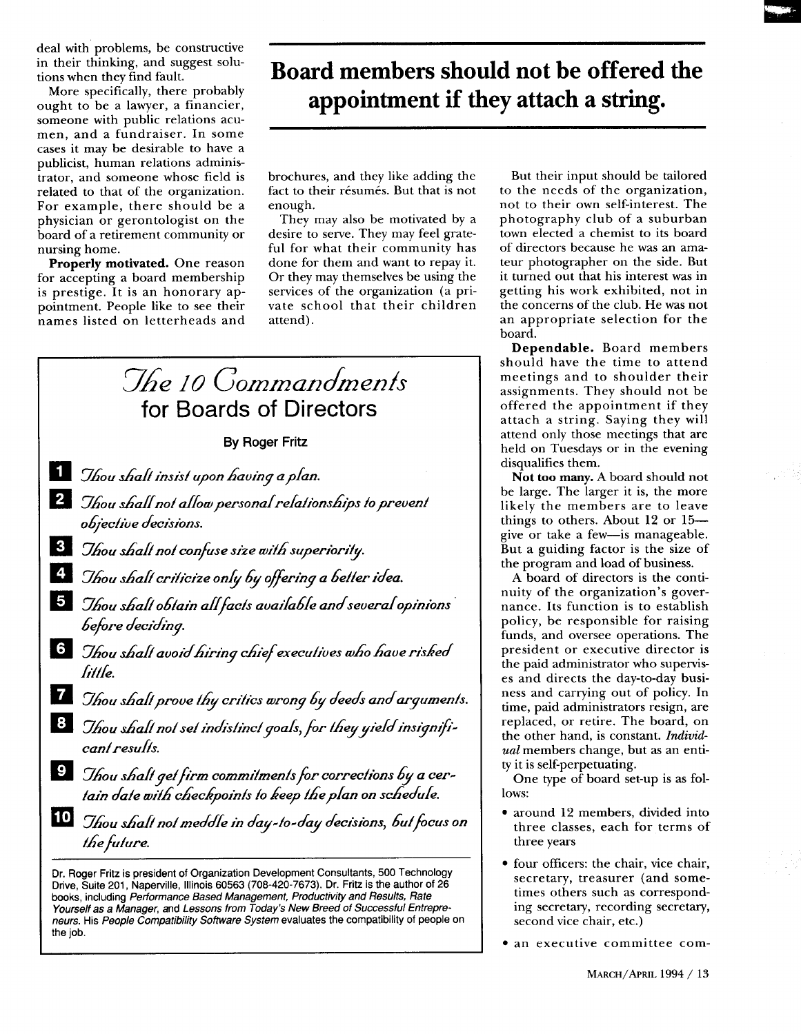deal with problems, be constructive in their thinking, and suggest solutions when they find fault.

More specifically, there probably ought to be a lawyer, a financier, someone with public relations acumen, and a fundraiser. In some cases it may be desirable to have a publicist, human relations administrator, and someone whose field is related to that of the organization. For example, there should be a physician or gerontologist on the board of a retirement community or nursing home.

**Properly motivated.** One reason for accepting a board membership is prestige. It is an honorary appointment. People like to see their names listed on letterheads and brochures, and they like adding the fact to their résumés. But that is not enough.

They may also be motivated by a desire to serve. They may feel grateful for what their community has done for them and want to repay it. Or they may themselves be using the services of the organization (a private school that their children attend).

But their input should be tailored to the needs of the organization, not to their own self-interest. The photography club of a suburban town elected a chemist to its board of directors because he was an amateur photographer on the side. But it turned out that his interest was in getting his work exhibited, not in the concerns of the club. He was not an appropriate selection for the board.

**Dependable.** Board members should have the time to attend meetings and to shoulder their assignments. They should not be offered the appointment if they attach a string. Saying they will attend only those meetings that are held on Tuesdays or in the evening disqualifies them.

**Not too many.** A board should not be large. The larger it is, the more likely the members are to leave things to others. About 12 or 15—give or take a few—is manageable. But a guiding factor is the size of the program and load of business.

A board of directors is the continuity of the organization's governance. Its function is to establish policy, be responsible for raising funds, and oversee operations. The president or executive director is the paid administrator who supervises and directs the day-to-day business and carrying out of policy. In time, paid administrators resign, are replaced, or retire. The board, on the other hand, is constant. *Individual* members change, but as an entity it is self-perpetuating.

One type of board set-up is as follows:

- around 12 members, divided into three classes, each for terms of three years
- four officers: the chair, vice chair, secretary, treasurer (and sometimes others such as corresponding secretary, recording secretary, second vice chair, etc.)
- an executive committee com-

## Board members should not be offered the appointment if they attach a string.

---

## *The 10 Commandments* for Boards of Directors

**By Roger Fritz**

1. *Thou shalt insist upon having a plan.*
2. *Thou shalt not allow personal relationships to prevent objective decisions.*
3. *Thou shalt not confuse size with superiority.*
4. *Thou shalt criticize only by offering a better idea.*
5. *Thou shalt obtain all facts available and several opinions before deciding.*
6. *Thou shalt avoid hiring chief executives who have risked little.*
7. *Thou shalt prove thy critics wrong by deeds and arguments.*
8. *Thou shalt not set indistinct goals, for they yield insignificant results.*
9. *Thou shalt get firm commitments for corrections by a certain date with checkpoints to keep the plan on schedule.*
10. *Thou shalt not meddle in day-to-day decisions, but focus on the future.*

Dr. Roger Fritz is president of Organization Development Consultants, 500 Technology Drive, Suite 201, Naperville, Illinois 60563 (708-420-7673). Dr. Fritz is the author of 26 books, including *Performance Based Management, Productivity and Results, Rate Yourself as a Manager,* and *Lessons from Today's New Breed of Successful Entrepreneurs.* His *People Compatibility Software System* evaluates the compatibility of people on the job.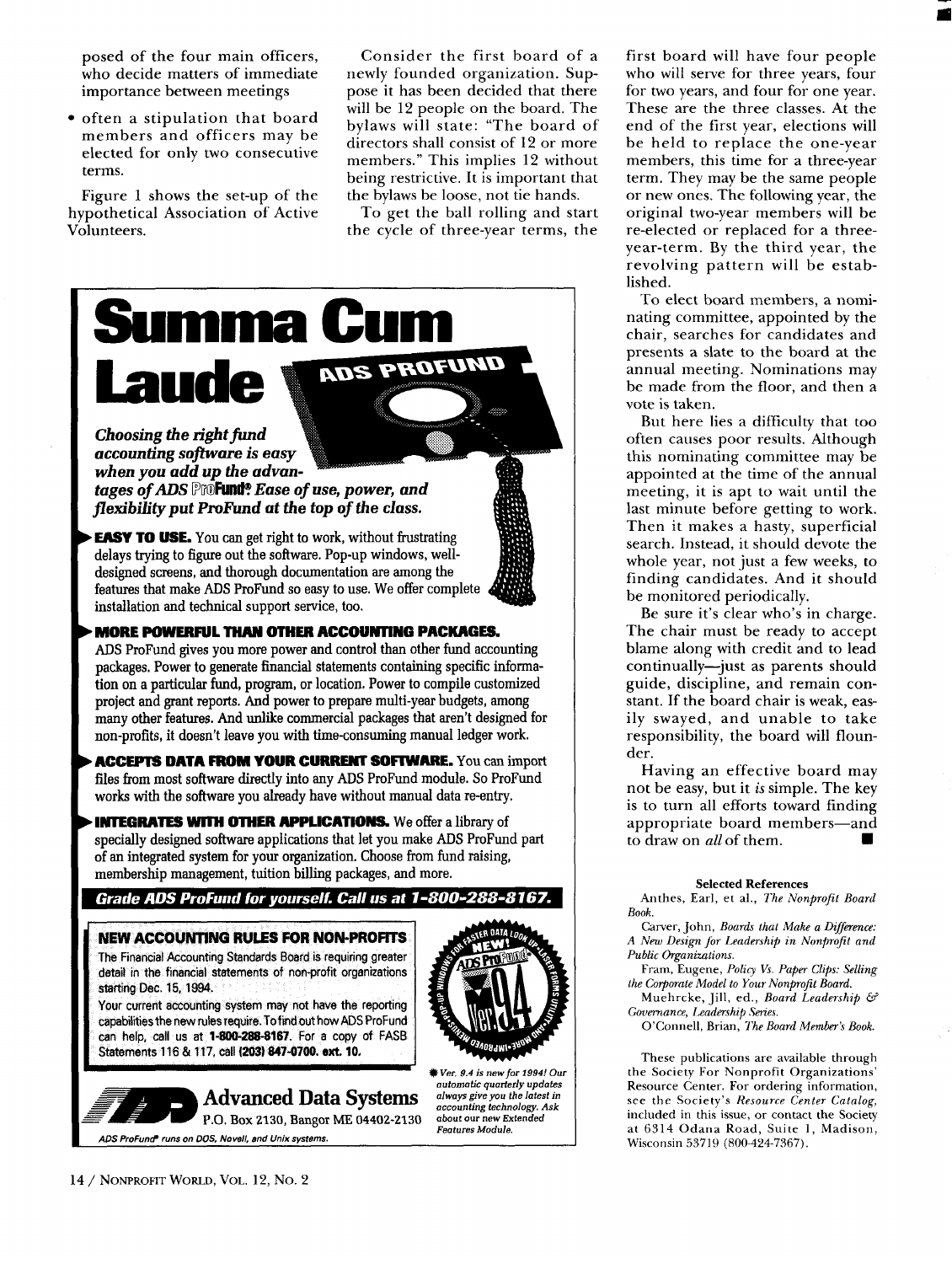posed of the four main officers, who decide matters of immediate importance between meetings

- often a stipulation that board members and officers may be elected for only two consecutive terms.

Figure 1 shows the set-up of the hypothetical Association of Active Volunteers.

Consider the first board of a newly founded organization. Suppose it has been decided that there will be 12 people on the board. The bylaws will state: "The board of directors shall consist of 12 or more members." This implies 12 without being restrictive. It is important that the bylaws be loose, not tie hands.

To get the ball rolling and start the cycle of three-year terms, the first board will have four people who will serve for three years, four for two years, and four for one year. These are the three classes. At the end of the first year, elections will be held to replace the one-year members, this time for a three-year term. They may be the same people or new ones. The following year, the original two-year members will be re-elected or replaced for a three-year-term. By the third year, the revolving pattern will be established.

To elect board members, a nominating committee, appointed by the chair, searches for candidates and presents a slate to the board at the annual meeting. Nominations may be made from the floor, and then a vote is taken.

But here lies a difficulty that too often causes poor results. Although this nominating committee may be appointed at the time of the annual meeting, it is apt to wait until the last minute before getting to work. Then it makes a hasty, superficial search. Instead, it should devote the whole year, not just a few weeks, to finding candidates. And it should be monitored periodically.

Be sure it's clear who's in charge. The chair must be ready to accept blame along with credit and to lead continually—just as parents should guide, discipline, and remain constant. If the board chair is weak, easily swayed, and unable to take responsibility, the board will flounder.

Having an effective board may not be easy, but it *is* simple. The key is to turn all efforts toward finding appropriate board members—and to draw on *all* of them. ■

# Summa Cum Laude

ADS PROFUND

***Choosing the right fund accounting software is easy when you add up the advantages of ADS ProFund? Ease of use, power, and flexibility put ProFund at the top of the class.***

**EASY TO USE.** You can get right to work, without frustrating delays trying to figure out the software. Pop-up windows, well-designed screens, and thorough documentation are among the features that make ADS ProFund so easy to use. We offer complete installation and technical support service, too.

**MORE POWERFUL THAN OTHER ACCOUNTING PACKAGES.** ADS ProFund gives you more power and control than other fund accounting packages. Power to generate financial statements containing specific information on a particular fund, program, or location. Power to compile customized project and grant reports. And power to prepare multi-year budgets, among many other features. And unlike commercial packages that aren't designed for non-profits, it doesn't leave you with time-consuming manual ledger work.

**ACCEPTS DATA FROM YOUR CURRENT SOFTWARE.** You can import files from most software directly into any ADS ProFund module. So ProFund works with the software you already have without manual data re-entry.

**INTEGRATES WITH OTHER APPLICATIONS.** We offer a library of specially designed software applications that let you make ADS ProFund part of an integrated system for your organization. Choose from fund raising, membership management, tuition billing packages, and more.

***Grade ADS ProFund for yourself. Call us at 1-800-288-8167.***

**NEW ACCOUNTING RULES FOR NON-PROFITS**

The Financial Accounting Standards Board is requiring greater detail in the financial statements of non-profit organizations starting Dec. 15, 1994.

Your current accounting system may not have the reporting capabilities the new rules require. To find out how ADS ProFund can help, call us at **1-800-288-8167**. For a copy of FASB Statements 116 & 117, call **(203) 847-0700. ext. 10.**

NEW! Ver. 9.4

*Ver. 9.4 is new for 1994! Our automatic quarterly updates always give you the latest in accounting technology. Ask about our new Extended Features Module.*

**Advanced Data Systems**
P.O. Box 2130, Bangor ME 04402-2130

*ADS ProFund® runs on DOS, Novell, and Unix systems.*

**Selected References**

Anthes, Earl, et al., *The Nonprofit Board Book.*

Carver, John, *Boards that Make a Difference: A New Design for Leadership in Nonprofit and Public Organizations.*

Fram, Eugene, *Policy Vs. Paper Clips: Selling the Corporate Model to Your Nonprofit Board.*

Muehrcke, Jill, ed., *Board Leadership & Governance, Leadership Series.*

O'Connell, Brian, *The Board Member's Book.*

These publications are available through the Society For Nonprofit Organizations' Resource Center. For ordering information, see the Society's *Resource Center Catalog,* included in this issue, or contact the Society at 6314 Odana Road, Suite 1, Madison, Wisconsin 53719 (800-424-7367).